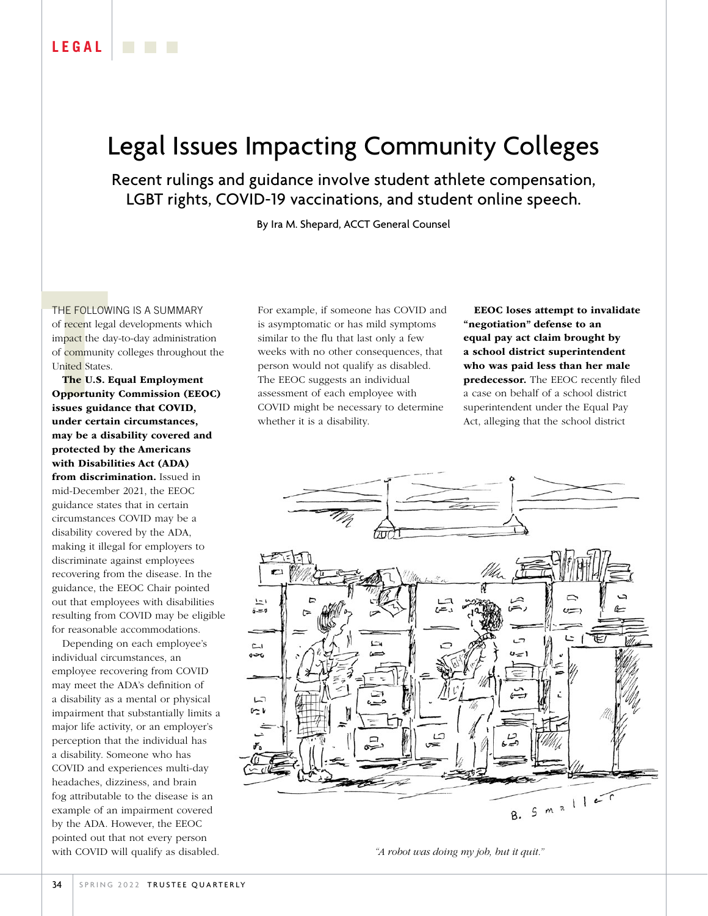# Legal Issues Impacting Community Colleges

## Recent rulings and guidance involve student athlete compensation, LGBT rights, COVID-19 vaccinations, and student online speech.

By Ira M. Shepard, ACCT General Counsel

THE FOLLOWING IS A SUMMARY of recent legal developments which impact the day-to-day administration of community colleges throughout the United States.

**The U.S. Equal Employment Opportunity Commission (EEOC) issues guidance that COVID, under certain circumstances, may be a disability covered and protected by the Americans with Disabilities Act (ADA) from discrimination.** Issued in mid-December 2021, the EEOC guidance states that in certain circumstances COVID may be a disability covered by the ADA, making it illegal for employers to discriminate against employees recovering from the disease. In the guidance, the EEOC Chair pointed out that employees with disabilities resulting from COVID may be eligible for reasonable accommodations.

Depending on each employee's individual circumstances, an employee recovering from COVID may meet the ADA's definition of a disability as a mental or physical impairment that substantially limits a major life activity, or an employer's perception that the individual has a disability. Someone who has COVID and experiences multi-day headaches, dizziness, and brain fog attributable to the disease is an example of an impairment covered by the ADA. However, the EEOC pointed out that not every person with COVID will qualify as disabled. For example, if someone has COVID and is asymptomatic or has mild symptoms similar to the flu that last only a few weeks with no other consequences, that person would not qualify as disabled. The EEOC suggests an individual assessment of each employee with COVID might be necessary to determine whether it is a disability.

**EEOC loses attempt to invalidate "negotiation" defense to an equal pay act claim brought by a school district superintendent who was paid less than her male predecessor.** The EEOC recently filed a case on behalf of a school district superintendent under the Equal Pay Act, alleging that the school district

*"A robot was doing my job, but it quit."*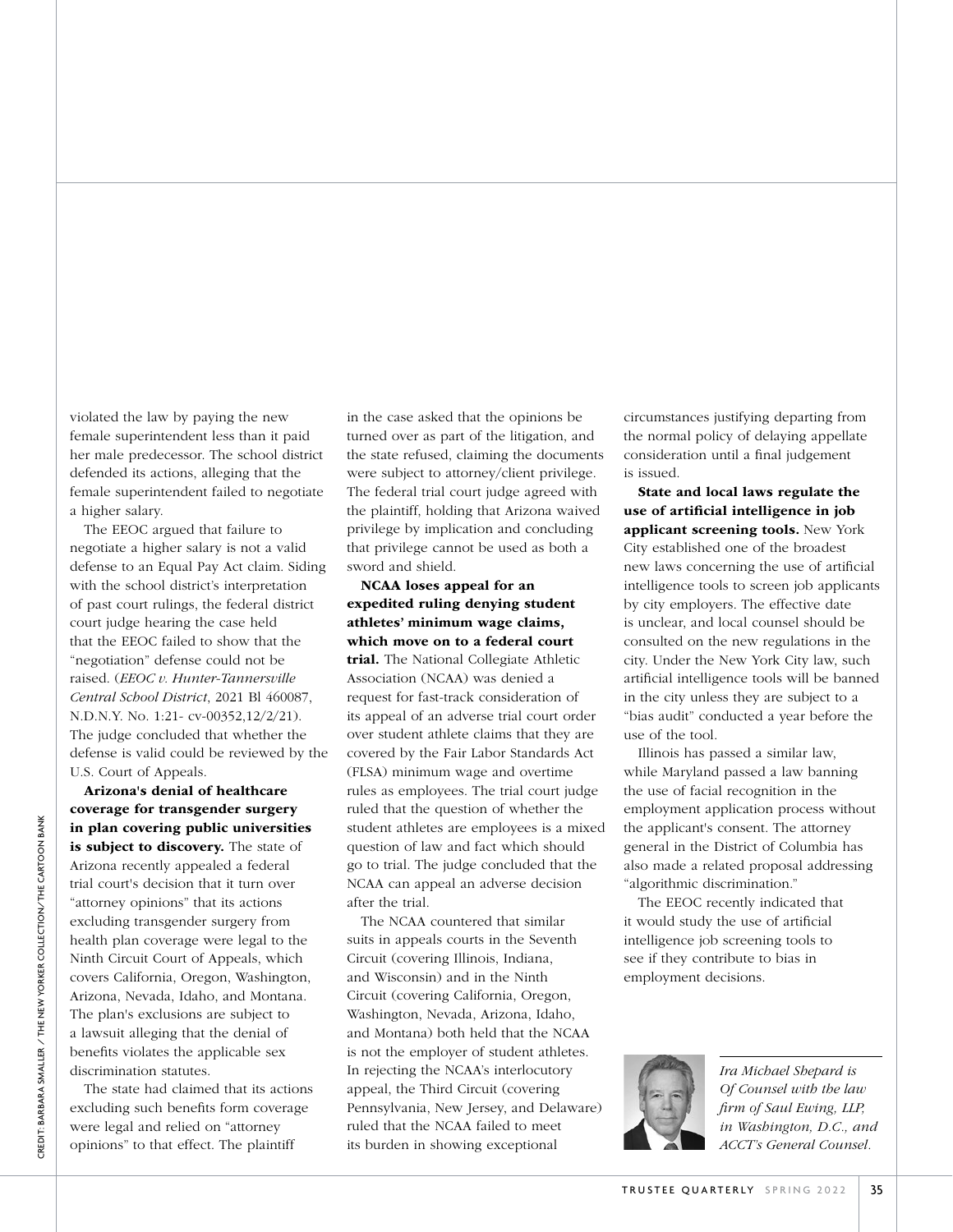violated the law by paying the new female superintendent less than it paid her male predecessor. The school district defended its actions, alleging that the female superintendent failed to negotiate a higher salary.

The EEOC argued that failure to negotiate a higher salary is not a valid defense to an Equal Pay Act claim. Siding with the school district's interpretation of past court rulings, the federal district court judge hearing the case held that the EEOC failed to show that the "negotiation" defense could not be raised. (*EEOC v. Hunter-Tannersville Central School District*, 2021 Bl 460087, N.D.N.Y. No. 1:21- cv-00352,12/2/21). The judge concluded that whether the defense is valid could be reviewed by the U.S. Court of Appeals.

**Arizona's denial of healthcare coverage for transgender surgery in plan covering public universities is subject to discovery.** The state of Arizona recently appealed a federal trial court's decision that it turn over "attorney opinions" that its actions excluding transgender surgery from health plan coverage were legal to the Ninth Circuit Court of Appeals, which covers California, Oregon, Washington, Arizona, Nevada, Idaho, and Montana. The plan's exclusions are subject to a lawsuit alleging that the denial of benefits violates the applicable sex discrimination statutes.

The state had claimed that its actions excluding such benefits form coverage were legal and relied on "attorney opinions" to that effect. The plaintiff in the case asked that the opinions be turned over as part of the litigation, and the state refused, claiming the documents were subject to attorney/client privilege. The federal trial court judge agreed with the plaintiff, holding that Arizona waived privilege by implication and concluding that privilege cannot be used as both a sword and shield.

**NCAA loses appeal for an expedited ruling denying student athletes' minimum wage claims, which move on to a federal court trial.** The National Collegiate Athletic Association (NCAA) was denied a request for fast-track consideration of its appeal of an adverse trial court order over student athlete claims that they are covered by the Fair Labor Standards Act (FLSA) minimum wage and overtime rules as employees. The trial court judge ruled that the question of whether the student athletes are employees is a mixed question of law and fact which should go to trial. The judge concluded that the NCAA can appeal an adverse decision after the trial.

The NCAA countered that similar suits in appeals courts in the Seventh Circuit (covering Illinois, Indiana, and Wisconsin) and in the Ninth Circuit (covering California, Oregon, Washington, Nevada, Arizona, Idaho, and Montana) both held that the NCAA is not the employer of student athletes. In rejecting the NCAA's interlocutory appeal, the Third Circuit (covering Pennsylvania, New Jersey, and Delaware) ruled that the NCAA failed to meet its burden in showing exceptional circumstances justifying departing from the normal policy of delaying appellate consideration until a final judgement is issued.

**State and local laws regulate the use of artificial intelligence in job applicant screening tools.** New York City established one of the broadest new laws concerning the use of artificial intelligence tools to screen job applicants by city employers. The effective date is unclear, and local counsel should be consulted on the new regulations in the city. Under the New York City law, such artificial intelligence tools will be banned in the city unless they are subject to a "bias audit" conducted a year before the use of the tool.

Illinois has passed a similar law, while Maryland passed a law banning the use of facial recognition in the employment application process without the applicant's consent. The attorney general in the District of Columbia has also made a related proposal addressing "algorithmic discrimination."

The EEOC recently indicated that it would study the use of artificial intelligence job screening tools to see if they contribute to bias in employment decisions.

*Ira Michael Shepard is Of Counsel with the law firm of Saul Ewing, LLP, in Washington, D.C., and ACCT's General Counsel.*

CREDIT: BARBARA SMALLER / THE NEW YORKER COLLECTION/THE CARTOON BANK